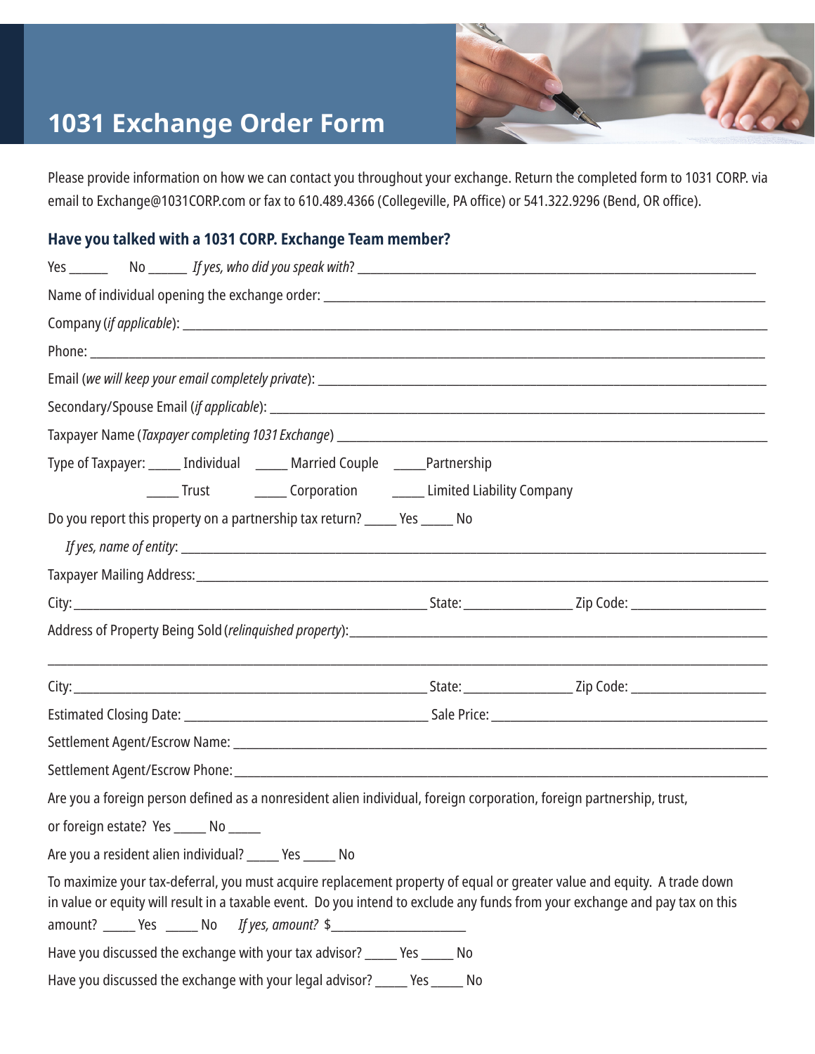# 1031 Exchange Order Form

Please provide information on how we can contact you throughout your exchange. Return the completed form to 1031 CORP. via email to Exchange@1031CORP.com or fax to 610.489.4366 (Collegeville, PA office) or 541.322.9296 (Bend, OR office).

### Have you talked with a 1031 CORP. Exchange Team member?

Yes ______ No ______ *If yes, who did you speak with*? ____________________________________________

Name of individual opening the exchange order: ____________________________________________

Company (*if applicable*): ____________________________________________

Phone: ____________________________________________

Email (*we will keep your email completely private*): ____________________________________________

Secondary/Spouse Email (*if applicable*): ____________________________________________

Taxpayer Name (*Taxpayer completing 1031 Exchange*) ____________________________________________

Type of Taxpayer: _____ Individual _____ Married Couple _____Partnership

_____ Trust _____ Corporation _____ Limited Liability Company

Do you report this property on a partnership tax return? _____ Yes _____ No

*If yes, name of entity*: ____________________________________________

Taxpayer Mailing Address:____________________________________________

City: ______________________________ State: ________________ Zip Code: ____________________

Address of Property Being Sold (*relinquished property*):____________________________________________

____________________________________________

City: ______________________________ State: ________________ Zip Code: ____________________

Estimated Closing Date: ______________________________ Sale Price: ______________________________

Settlement Agent/Escrow Name: ____________________________________________

Settlement Agent/Escrow Phone: ____________________________________________

Are you a foreign person defined as a nonresident alien individual, foreign corporation, foreign partnership, trust, or foreign estate? Yes _____ No _____

Are you a resident alien individual? _____ Yes _____ No

To maximize your tax-deferral, you must acquire replacement property of equal or greater value and equity. A trade down in value or equity will result in a taxable event. Do you intend to exclude any funds from your exchange and pay tax on this amount? _____ Yes _____ No *If yes, amount?* $____________________

Have you discussed the exchange with your tax advisor? _____ Yes _____ No

Have you discussed the exchange with your legal advisor? _____ Yes _____ No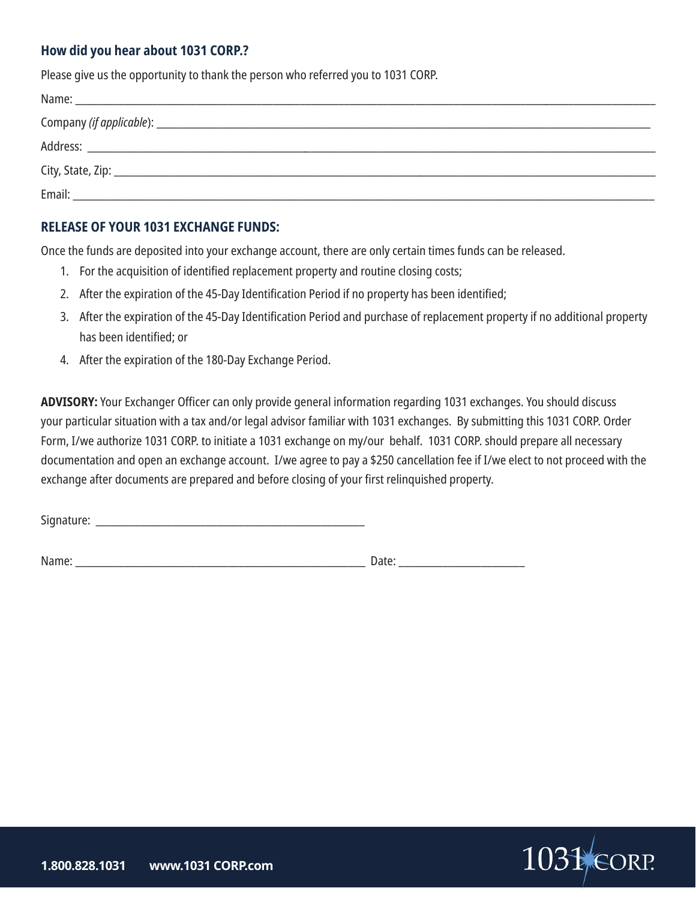### How did you hear about 1031 CORP.?

Please give us the opportunity to thank the person who referred you to 1031 CORP.

Name: ____________________________________________

Company *(if applicable)*: ____________________________________________

Address: ____________________________________________

City, State, Zip: ____________________________________________

Email: ____________________________________________

### RELEASE OF YOUR 1031 EXCHANGE FUNDS:

Once the funds are deposited into your exchange account, there are only certain times funds can be released.

1. For the acquisition of identified replacement property and routine closing costs;
2. After the expiration of the 45-Day Identification Period if no property has been identified;
3. After the expiration of the 45-Day Identification Period and purchase of replacement property if no additional property has been identified; or
4. After the expiration of the 180-Day Exchange Period.

**ADVISORY:** Your Exchanger Officer can only provide general information regarding 1031 exchanges. You should discuss your particular situation with a tax and/or legal advisor familiar with 1031 exchanges. By submitting this 1031 CORP. Order Form, I/we authorize 1031 CORP. to initiate a 1031 exchange on my/our behalf. 1031 CORP. should prepare all necessary documentation and open an exchange account. I/we agree to pay a $250 cancellation fee if I/we elect to not proceed with the exchange after documents are prepared and before closing of your first relinquished property.

Signature: ______________________________

Name: ______________________________ Date: ________________

1.800.828.1031 www.1031 CORP.com

1031 CORP.